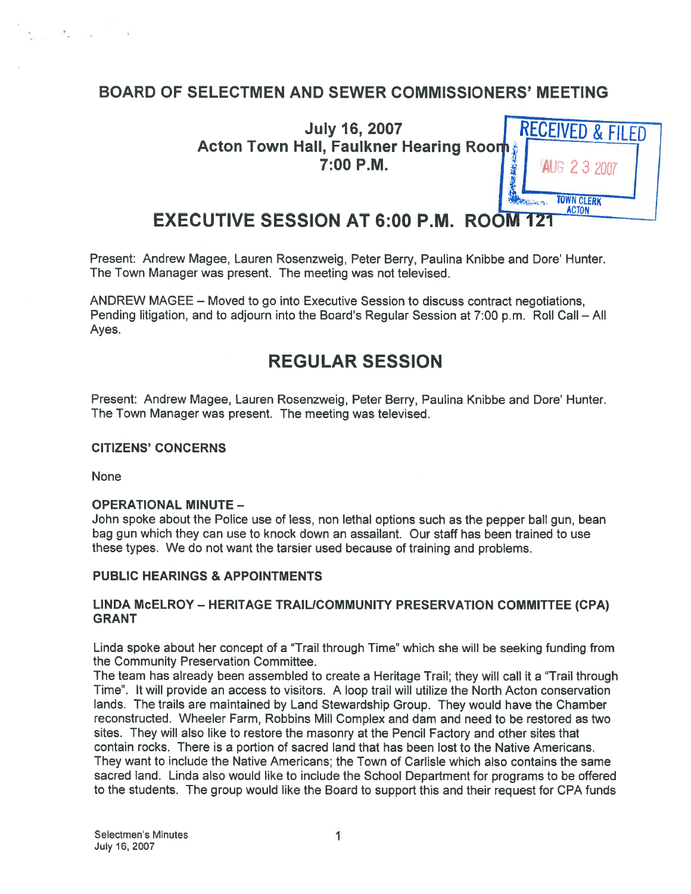# BOARD OF SELECTMEN AND SEWER COMMISSIONERS' MEETING

**July 16, 2007**
**Acton Town Hall, Faulkner Hearing Room**
**7:00 P.M.**

RECEIVED & FILED
AUG 23 2007
TOWN CLERK
ACTON

## EXECUTIVE SESSION AT 6:00 P.M. ROOM 121

Present: Andrew Magee, Lauren Rosenzweig, Peter Berry, Paulina Knibbe and Dore' Hunter. The Town Manager was present. The meeting was not televised.

ANDREW MAGEE – Moved to go into Executive Session to discuss contract negotiations, Pending litigation, and to adjourn into the Board's Regular Session at 7:00 p.m. Roll Call – All Ayes.

## REGULAR SESSION

Present: Andrew Magee, Lauren Rosenzweig, Peter Berry, Paulina Knibbe and Dore' Hunter. The Town Manager was present. The meeting was televised.

### CITIZENS' CONCERNS

None

### OPERATIONAL MINUTE –

John spoke about the Police use of less, non lethal options such as the pepper ball gun, bean bag gun which they can use to knock down an assailant. Our staff has been trained to use these types. We do not want the tarsier used because of training and problems.

### PUBLIC HEARINGS & APPOINTMENTS

### LINDA McELROY – HERITAGE TRAIL/COMMUNITY PRESERVATION COMMITTEE (CPA) GRANT

Linda spoke about her concept of a "Trail through Time" which she will be seeking funding from the Community Preservation Committee.

The team has already been assembled to create a Heritage Trail; they will call it a "Trail through Time". It will provide an access to visitors. A loop trail will utilize the North Acton conservation lands. The trails are maintained by Land Stewardship Group. They would have the Chamber reconstructed. Wheeler Farm, Robbins Mill Complex and dam and need to be restored as two sites. They will also like to restore the masonry at the Pencil Factory and other sites that contain rocks. There is a portion of sacred land that has been lost to the Native Americans. They want to include the Native Americans; the Town of Carlisle which also contains the same sacred land. Linda also would like to include the School Department for programs to be offered to the students. The group would like the Board to support this and their request for CPA funds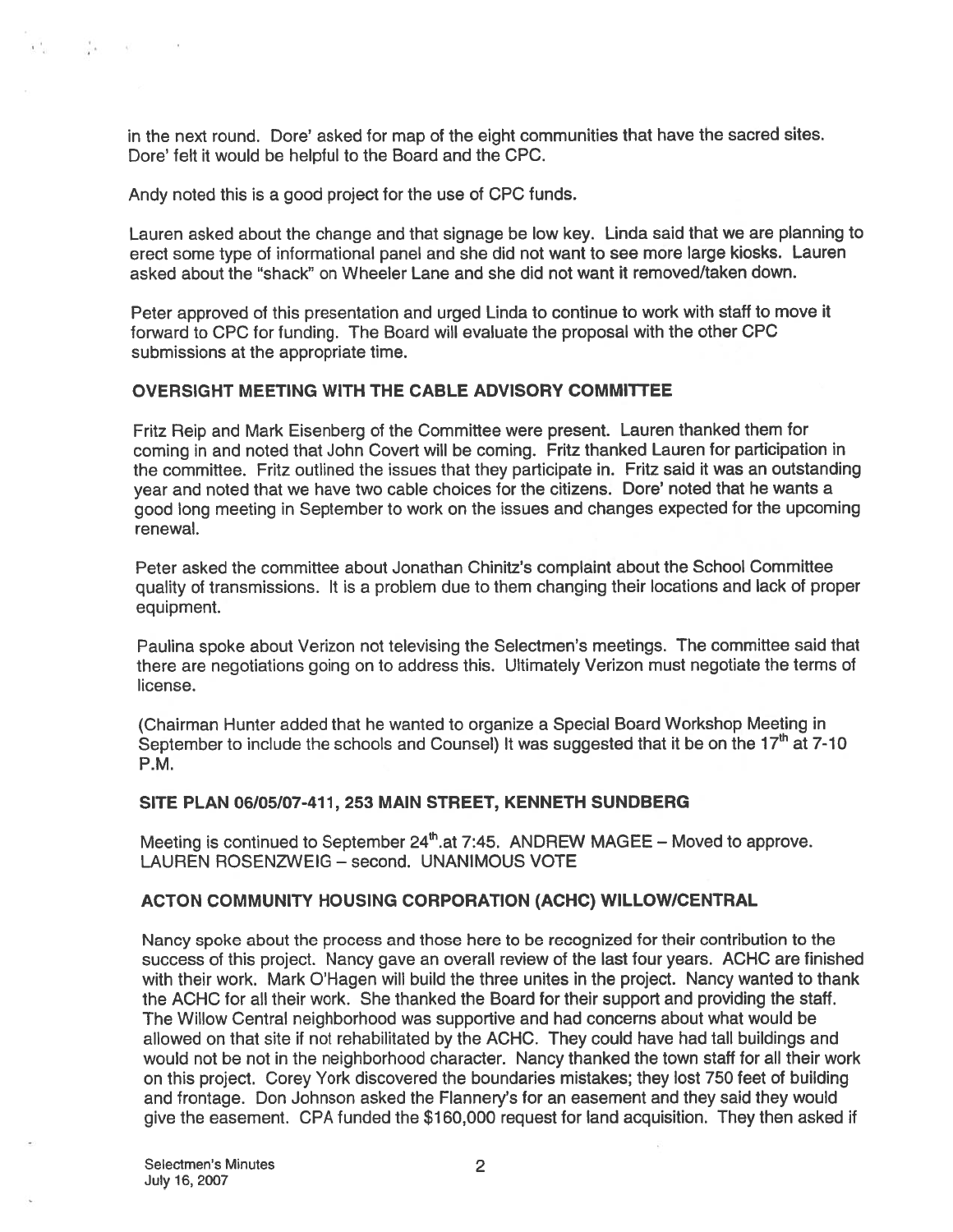in the next round. Dore' asked for map of the eight communities that have the sacred sites. Dore' felt it would be helpful to the Board and the CPC.

Andy noted this is a good project for the use of CPC funds.

Lauren asked about the change and that signage be low key. Linda said that we are planning to erect some type of informational panel and she did not want to see more large kiosks. Lauren asked about the "shack" on Wheeler Lane and she did not want it removed/taken down.

Peter approved of this presentation and urged Linda to continue to work with staff to move it forward to CPC for funding. The Board will evaluate the proposal with the other CPC submissions at the appropriate time.

**OVERSIGHT MEETING WITH THE CABLE ADVISORY COMMITTEE**

Fritz Reip and Mark Eisenberg of the Committee were present. Lauren thanked them for coming in and noted that John Covert will be coming. Fritz thanked Lauren for participation in the committee. Fritz outlined the issues that they participate in. Fritz said it was an outstanding year and noted that we have two cable choices for the citizens. Dore' noted that he wants a good long meeting in September to work on the issues and changes expected for the upcoming renewal.

Peter asked the committee about Jonathan Chinitz's complaint about the School Committee quality of transmissions. It is a problem due to them changing their locations and lack of proper equipment.

Paulina spoke about Verizon not televising the Selectmen's meetings. The committee said that there are negotiations going on to address this. Ultimately Verizon must negotiate the terms of license.

(Chairman Hunter added that he wanted to organize a Special Board Workshop Meeting in September to include the schools and Counsel) It was suggested that it be on the 17th at 7-10 P.M.

**SITE PLAN 06/05/07-411, 253 MAIN STREET, KENNETH SUNDBERG**

Meeting is continued to September 24th.at 7:45. ANDREW MAGEE – Moved to approve. LAUREN ROSENZWEIG – second. UNANIMOUS VOTE

**ACTON COMMUNITY HOUSING CORPORATION (ACHC) WILLOW/CENTRAL**

Nancy spoke about the process and those here to be recognized for their contribution to the success of this project. Nancy gave an overall review of the last four years. ACHC are finished with their work. Mark O'Hagen will build the three unites in the project. Nancy wanted to thank the ACHC for all their work. She thanked the Board for their support and providing the staff. The Willow Central neighborhood was supportive and had concerns about what would be allowed on that site if not rehabilitated by the ACHC. They could have had tall buildings and would not be not in the neighborhood character. Nancy thanked the town staff for all their work on this project. Corey York discovered the boundaries mistakes; they lost 750 feet of building and frontage. Don Johnson asked the Flannery's for an easement and they said they would give the easement. CPA funded the $160,000 request for land acquisition. They then asked if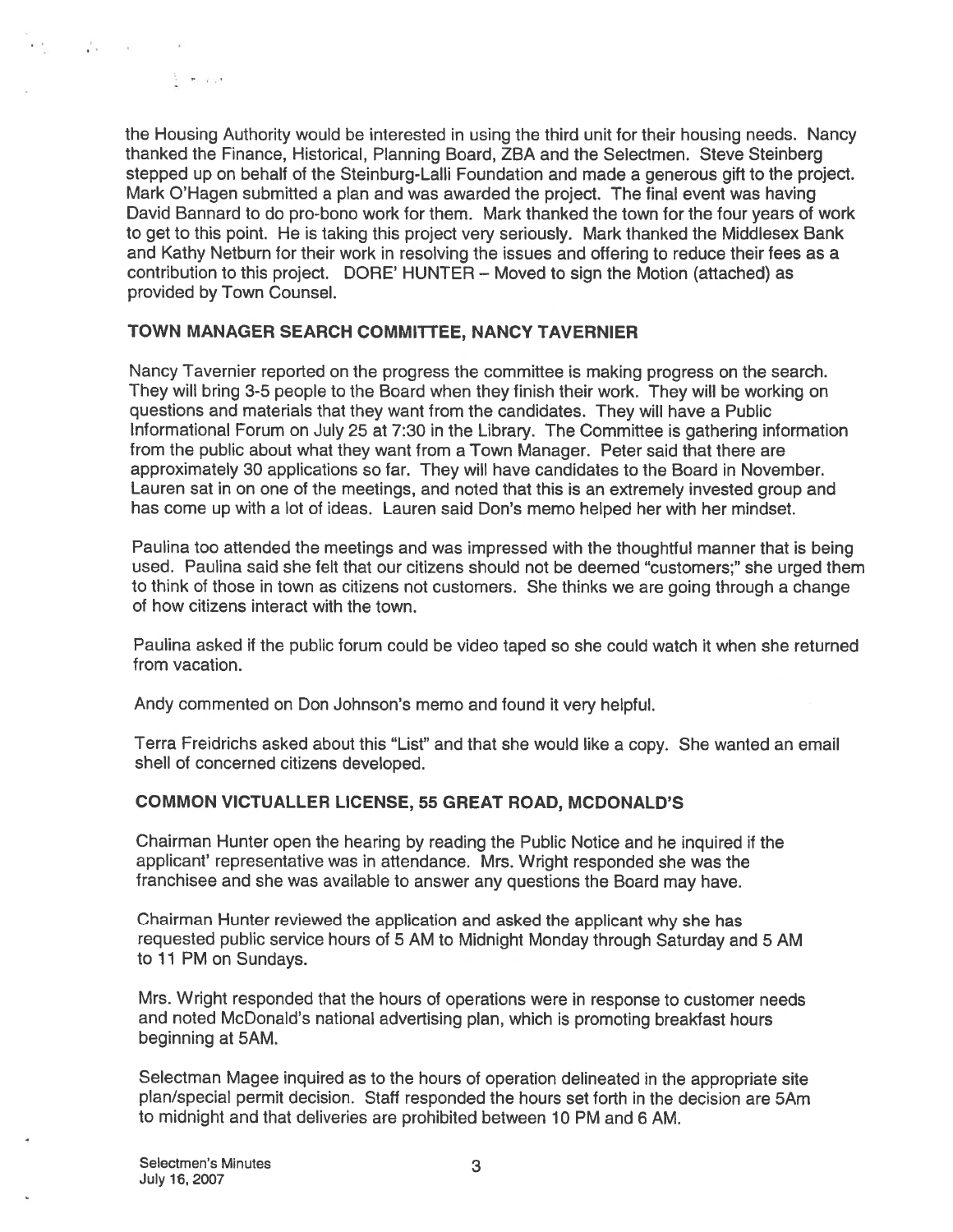the Housing Authority would be interested in using the third unit for their housing needs. Nancy thanked the Finance, Historical, Planning Board, ZBA and the Selectmen. Steve Steinberg stepped up on behalf of the Steinburg-Lalli Foundation and made a generous gift to the project. Mark O'Hagen submitted a plan and was awarded the project. The final event was having David Bannard to do pro-bono work for them. Mark thanked the town for the four years of work to get to this point. He is taking this project very seriously. Mark thanked the Middlesex Bank and Kathy Netburn for their work in resolving the issues and offering to reduce their fees as a contribution to this project. DORE' HUNTER – Moved to sign the Motion (attached) as provided by Town Counsel.

**TOWN MANAGER SEARCH COMMITTEE, NANCY TAVERNIER**

Nancy Tavernier reported on the progress the committee is making progress on the search. They will bring 3-5 people to the Board when they finish their work. They will be working on questions and materials that they want from the candidates. They will have a Public Informational Forum on July 25 at 7:30 in the Library. The Committee is gathering information from the public about what they want from a Town Manager. Peter said that there are approximately 30 applications so far. They will have candidates to the Board in November. Lauren sat in on one of the meetings, and noted that this is an extremely invested group and has come up with a lot of ideas. Lauren said Don's memo helped her with her mindset.

Paulina too attended the meetings and was impressed with the thoughtful manner that is being used. Paulina said she felt that our citizens should not be deemed "customers;" she urged them to think of those in town as citizens not customers. She thinks we are going through a change of how citizens interact with the town.

Paulina asked if the public forum could be video taped so she could watch it when she returned from vacation.

Andy commented on Don Johnson's memo and found it very helpful.

Terra Freidrichs asked about this "List" and that she would like a copy. She wanted an email shell of concerned citizens developed.

**COMMON VICTUALLER LICENSE, 55 GREAT ROAD, MCDONALD'S**

Chairman Hunter open the hearing by reading the Public Notice and he inquired if the applicant' representative was in attendance. Mrs. Wright responded she was the franchisee and she was available to answer any questions the Board may have.

Chairman Hunter reviewed the application and asked the applicant why she has requested public service hours of 5 AM to Midnight Monday through Saturday and 5 AM to 11 PM on Sundays.

Mrs. Wright responded that the hours of operations were in response to customer needs and noted McDonald's national advertising plan, which is promoting breakfast hours beginning at 5AM.

Selectman Magee inquired as to the hours of operation delineated in the appropriate site plan/special permit decision. Staff responded the hours set forth in the decision are 5Am to midnight and that deliveries are prohibited between 10 PM and 6 AM.

Selectmen's Minutes
July 16, 2007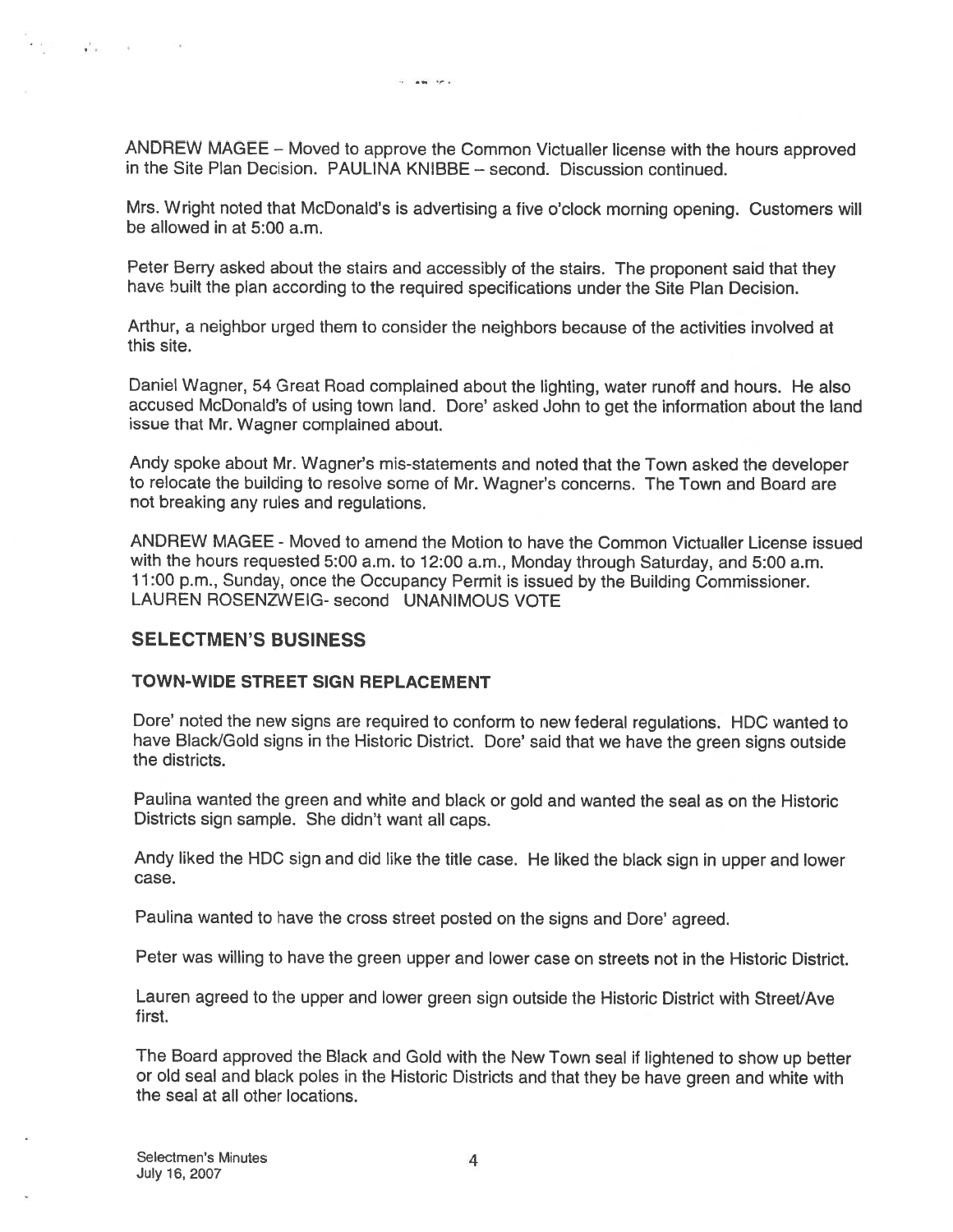ANDREW MAGEE – Moved to approve the Common Victualler license with the hours approved in the Site Plan Decision. PAULINA KNIBBE – second. Discussion continued.

Mrs. Wright noted that McDonald's is advertising a five o'clock morning opening. Customers will be allowed in at 5:00 a.m.

Peter Berry asked about the stairs and accessibly of the stairs. The proponent said that they have built the plan according to the required specifications under the Site Plan Decision.

Arthur, a neighbor urged them to consider the neighbors because of the activities involved at this site.

Daniel Wagner, 54 Great Road complained about the lighting, water runoff and hours. He also accused McDonald's of using town land. Dore' asked John to get the information about the land issue that Mr. Wagner complained about.

Andy spoke about Mr. Wagner's mis-statements and noted that the Town asked the developer to relocate the building to resolve some of Mr. Wagner's concerns. The Town and Board are not breaking any rules and regulations.

ANDREW MAGEE - Moved to amend the Motion to have the Common Victualler License issued with the hours requested 5:00 a.m. to 12:00 a.m., Monday through Saturday, and 5:00 a.m. 11:00 p.m., Sunday, once the Occupancy Permit is issued by the Building Commissioner. LAUREN ROSENZWEIG- second UNANIMOUS VOTE

## SELECTMEN'S BUSINESS

### TOWN-WIDE STREET SIGN REPLACEMENT

Dore' noted the new signs are required to conform to new federal regulations. HDC wanted to have Black/Gold signs in the Historic District. Dore' said that we have the green signs outside the districts.

Paulina wanted the green and white and black or gold and wanted the seal as on the Historic Districts sign sample. She didn't want all caps.

Andy liked the HDC sign and did like the title case. He liked the black sign in upper and lower case.

Paulina wanted to have the cross street posted on the signs and Dore' agreed.

Peter was willing to have the green upper and lower case on streets not in the Historic District.

Lauren agreed to the upper and lower green sign outside the Historic District with Street/Ave first.

The Board approved the Black and Gold with the New Town seal if lightened to show up better or old seal and black poles in the Historic Districts and that they be have green and white with the seal at all other locations.

Selectmen's Minutes
July 16, 2007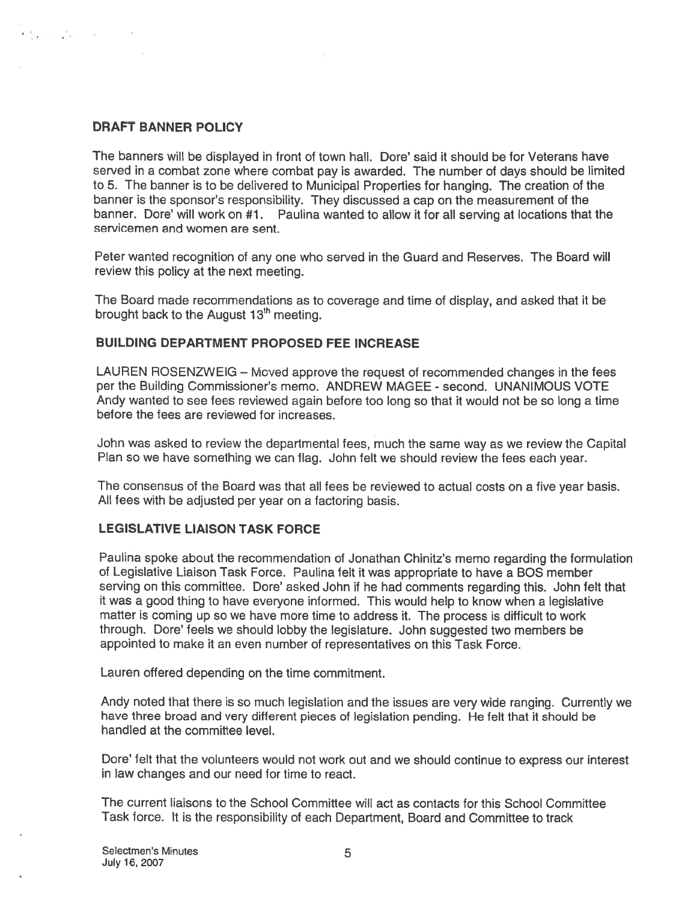## DRAFT BANNER POLICY

The banners will be displayed in front of town hall. Dore' said it should be for Veterans have served in a combat zone where combat pay is awarded. The number of days should be limited to 5. The banner is to be delivered to Municipal Properties for hanging. The creation of the banner is the sponsor's responsibility. They discussed a cap on the measurement of the banner. Dore' will work on #1. Paulina wanted to allow it for all serving at locations that the servicemen and women are sent.

Peter wanted recognition of any one who served in the Guard and Reserves. The Board will review this policy at the next meeting.

The Board made recommendations as to coverage and time of display, and asked that it be brought back to the August 13th meeting.

## BUILDING DEPARTMENT PROPOSED FEE INCREASE

LAUREN ROSENZWEIG – Moved approve the request of recommended changes in the fees per the Building Commissioner's memo. ANDREW MAGEE - second. UNANIMOUS VOTE Andy wanted to see fees reviewed again before too long so that it would not be so long a time before the fees are reviewed for increases.

John was asked to review the departmental fees, much the same way as we review the Capital Plan so we have something we can flag. John felt we should review the fees each year.

The consensus of the Board was that all fees be reviewed to actual costs on a five year basis. All fees with be adjusted per year on a factoring basis.

## LEGISLATIVE LIAISON TASK FORCE

Paulina spoke about the recommendation of Jonathan Chinitz's memo regarding the formulation of Legislative Liaison Task Force. Paulina felt it was appropriate to have a BOS member serving on this committee. Dore' asked John if he had comments regarding this. John felt that it was a good thing to have everyone informed. This would help to know when a legislative matter is coming up so we have more time to address it. The process is difficult to work through. Dore' feels we should lobby the legislature. John suggested two members be appointed to make it an even number of representatives on this Task Force.

Lauren offered depending on the time commitment.

Andy noted that there is so much legislation and the issues are very wide ranging. Currently we have three broad and very different pieces of legislation pending. He felt that it should be handled at the committee level.

Dore' felt that the volunteers would not work out and we should continue to express our interest in law changes and our need for time to react.

The current liaisons to the School Committee will act as contacts for this School Committee Task force. It is the responsibility of each Department, Board and Committee to track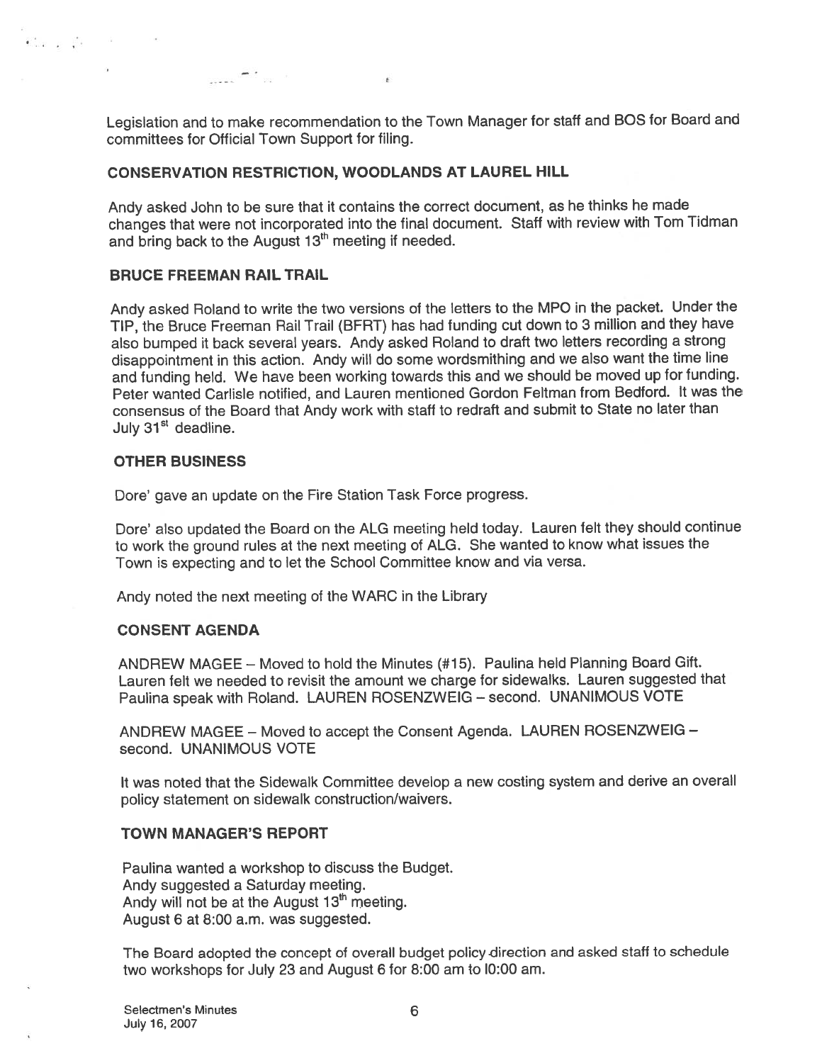Legislation and to make recommendation to the Town Manager for staff and BOS for Board and committees for Official Town Support for filing.

## CONSERVATION RESTRICTION, WOODLANDS AT LAUREL HILL

Andy asked John to be sure that it contains the correct document, as he thinks he made changes that were not incorporated into the final document. Staff with review with Tom Tidman and bring back to the August 13th meeting if needed.

## BRUCE FREEMAN RAIL TRAIL

Andy asked Roland to write the two versions of the letters to the MPO in the packet. Under the TIP, the Bruce Freeman Rail Trail (BFRT) has had funding cut down to 3 million and they have also bumped it back several years. Andy asked Roland to draft two letters recording a strong disappointment in this action. Andy will do some wordsmithing and we also want the time line and funding held. We have been working towards this and we should be moved up for funding. Peter wanted Carlisle notified, and Lauren mentioned Gordon Feltman from Bedford. It was the consensus of the Board that Andy work with staff to redraft and submit to State no later than July 31st deadline.

## OTHER BUSINESS

Dore' gave an update on the Fire Station Task Force progress.

Dore' also updated the Board on the ALG meeting held today. Lauren felt they should continue to work the ground rules at the next meeting of ALG. She wanted to know what issues the Town is expecting and to let the School Committee know and via versa.

Andy noted the next meeting of the WARC in the Library

## CONSENT AGENDA

ANDREW MAGEE – Moved to hold the Minutes (#15). Paulina held Planning Board Gift. Lauren felt we needed to revisit the amount we charge for sidewalks. Lauren suggested that Paulina speak with Roland. LAUREN ROSENZWEIG – second. UNANIMOUS VOTE

ANDREW MAGEE – Moved to accept the Consent Agenda. LAUREN ROSENZWEIG – second. UNANIMOUS VOTE

It was noted that the Sidewalk Committee develop a new costing system and derive an overall policy statement on sidewalk construction/waivers.

## TOWN MANAGER'S REPORT

Paulina wanted a workshop to discuss the Budget.
Andy suggested a Saturday meeting.
Andy will not be at the August 13th meeting.
August 6 at 8:00 a.m. was suggested.

The Board adopted the concept of overall budget policy direction and asked staff to schedule two workshops for July 23 and August 6 for 8:00 am to 10:00 am.

Selectmen's Minutes
July 16, 2007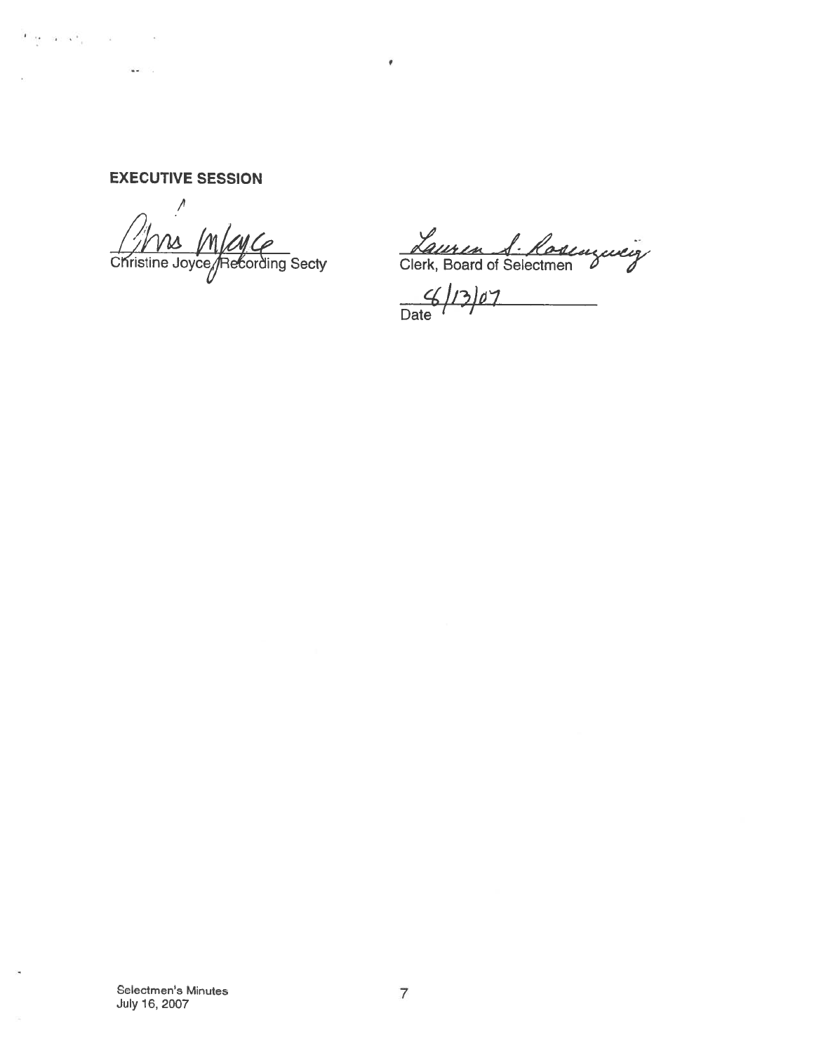**EXECUTIVE SESSION**

Chris Joyce
Christine Joyce, Recording Secty

Lauren S. Rosenzweig
Clerk, Board of Selectmen

8/13/07
Date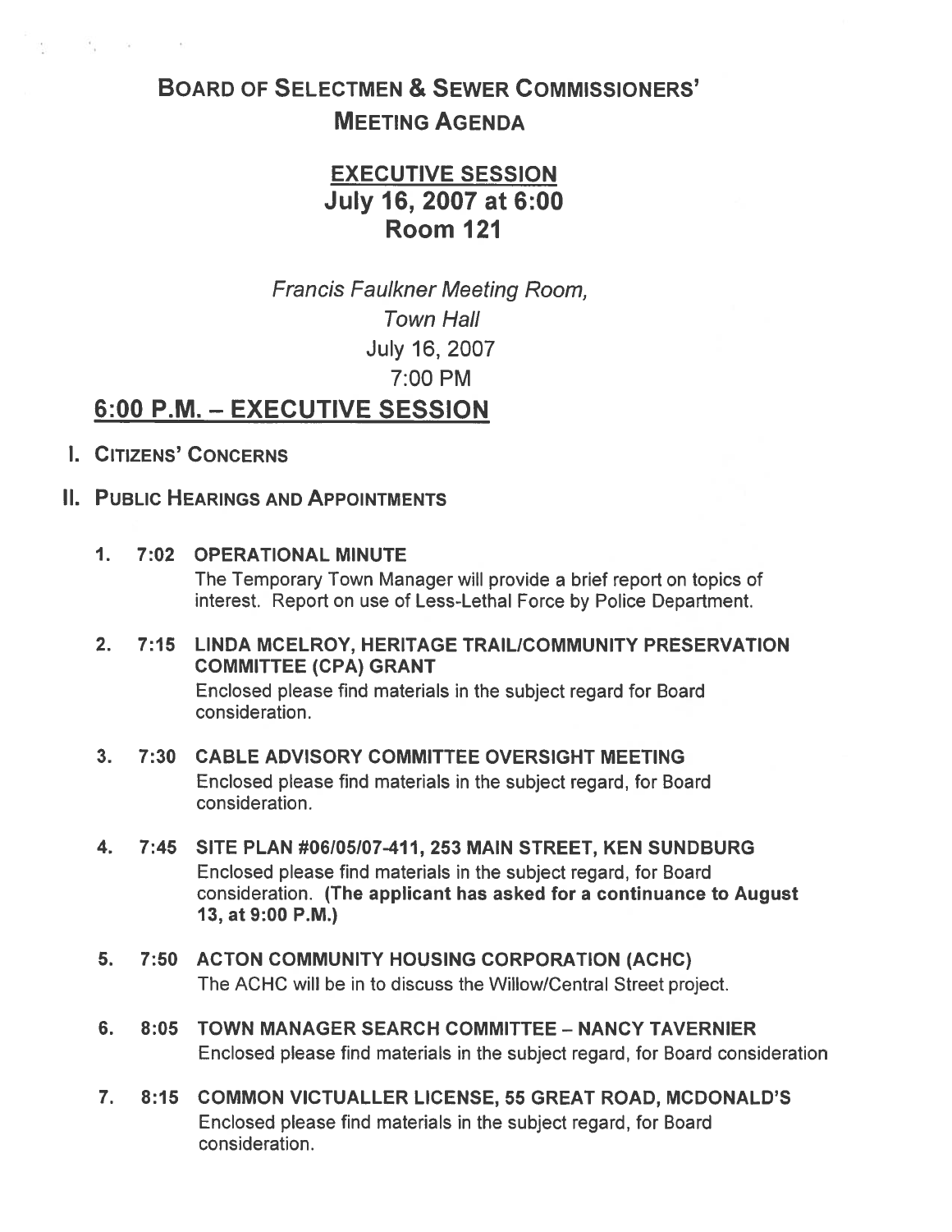# Board of Selectmen & Sewer Commissioners' Meeting Agenda

## EXECUTIVE SESSION
## July 16, 2007 at 6:00
## Room 121

*Francis Faulkner Meeting Room,*
*Town Hall*
July 16, 2007
7:00 PM

## 6:00 P.M. – EXECUTIVE SESSION

I. Citizens' Concerns

II. Public Hearings and Appointments

1. **7:02 OPERATIONAL MINUTE**
   The Temporary Town Manager will provide a brief report on topics of interest. Report on use of Less-Lethal Force by Police Department.

2. **7:15 LINDA MCELROY, HERITAGE TRAIL/COMMUNITY PRESERVATION COMMITTEE (CPA) GRANT**
   Enclosed please find materials in the subject regard for Board consideration.

3. **7:30 CABLE ADVISORY COMMITTEE OVERSIGHT MEETING**
   Enclosed please find materials in the subject regard, for Board consideration.

4. **7:45 SITE PLAN #06/05/07-411, 253 MAIN STREET, KEN SUNDBURG**
   Enclosed please find materials in the subject regard, for Board consideration. **(The applicant has asked for a continuance to August 13, at 9:00 P.M.)**

5. **7:50 ACTON COMMUNITY HOUSING CORPORATION (ACHC)**
   The ACHC will be in to discuss the Willow/Central Street project.

6. **8:05 TOWN MANAGER SEARCH COMMITTEE – NANCY TAVERNIER**
   Enclosed please find materials in the subject regard, for Board consideration

7. **8:15 COMMON VICTUALLER LICENSE, 55 GREAT ROAD, MCDONALD'S**
   Enclosed please find materials in the subject regard, for Board consideration.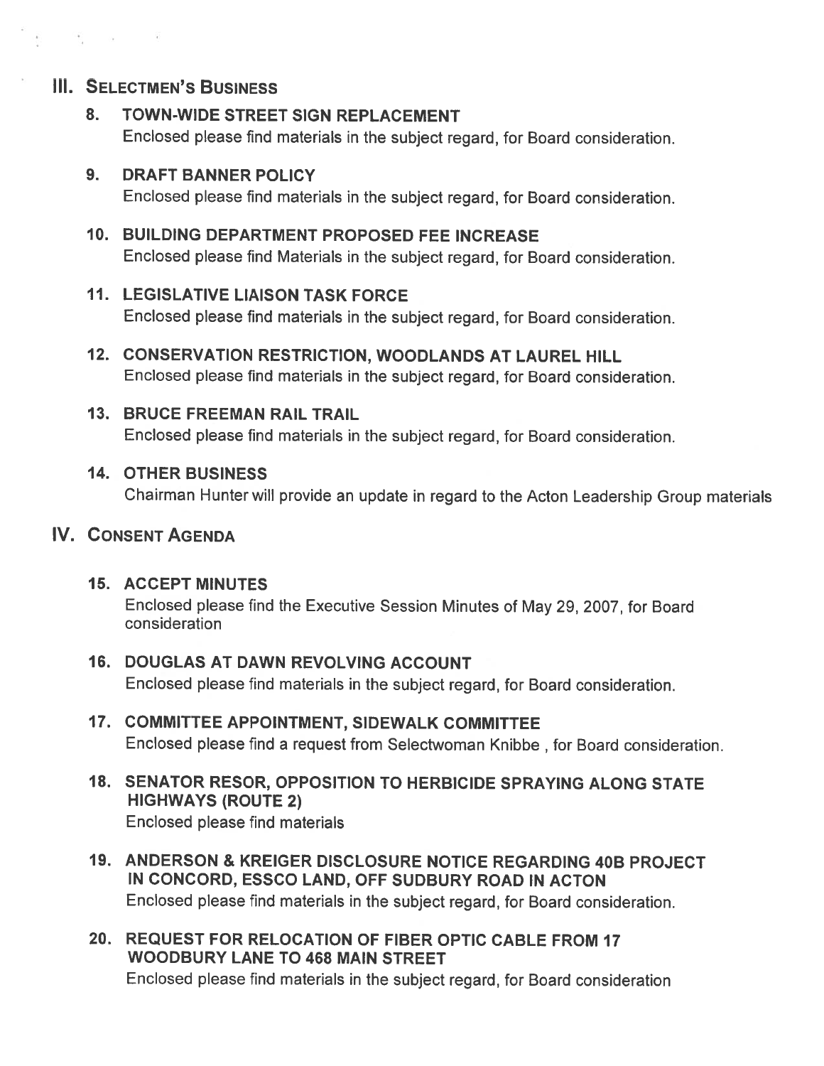## III. Selectmen's Business

### 8. TOWN-WIDE STREET SIGN REPLACEMENT

Enclosed please find materials in the subject regard, for Board consideration.

### 9. DRAFT BANNER POLICY

Enclosed please find materials in the subject regard, for Board consideration.

### 10. BUILDING DEPARTMENT PROPOSED FEE INCREASE

Enclosed please find Materials in the subject regard, for Board consideration.

### 11. LEGISLATIVE LIAISON TASK FORCE

Enclosed please find materials in the subject regard, for Board consideration.

### 12. CONSERVATION RESTRICTION, WOODLANDS AT LAUREL HILL

Enclosed please find materials in the subject regard, for Board consideration.

### 13. BRUCE FREEMAN RAIL TRAIL

Enclosed please find materials in the subject regard, for Board consideration.

### 14. OTHER BUSINESS

Chairman Hunter will provide an update in regard to the Acton Leadership Group materials

## IV. Consent Agenda

### 15. ACCEPT MINUTES

Enclosed please find the Executive Session Minutes of May 29, 2007, for Board consideration

### 16. DOUGLAS AT DAWN REVOLVING ACCOUNT

Enclosed please find materials in the subject regard, for Board consideration.

### 17. COMMITTEE APPOINTMENT, SIDEWALK COMMITTEE

Enclosed please find a request from Selectwoman Knibbe , for Board consideration.

### 18. SENATOR RESOR, OPPOSITION TO HERBICIDE SPRAYING ALONG STATE HIGHWAYS (ROUTE 2)

Enclosed please find materials

### 19. ANDERSON & KREIGER DISCLOSURE NOTICE REGARDING 40B PROJECT IN CONCORD, ESSCO LAND, OFF SUDBURY ROAD IN ACTON

Enclosed please find materials in the subject regard, for Board consideration.

### 20. REQUEST FOR RELOCATION OF FIBER OPTIC CABLE FROM 17 WOODBURY LANE TO 468 MAIN STREET

Enclosed please find materials in the subject regard, for Board consideration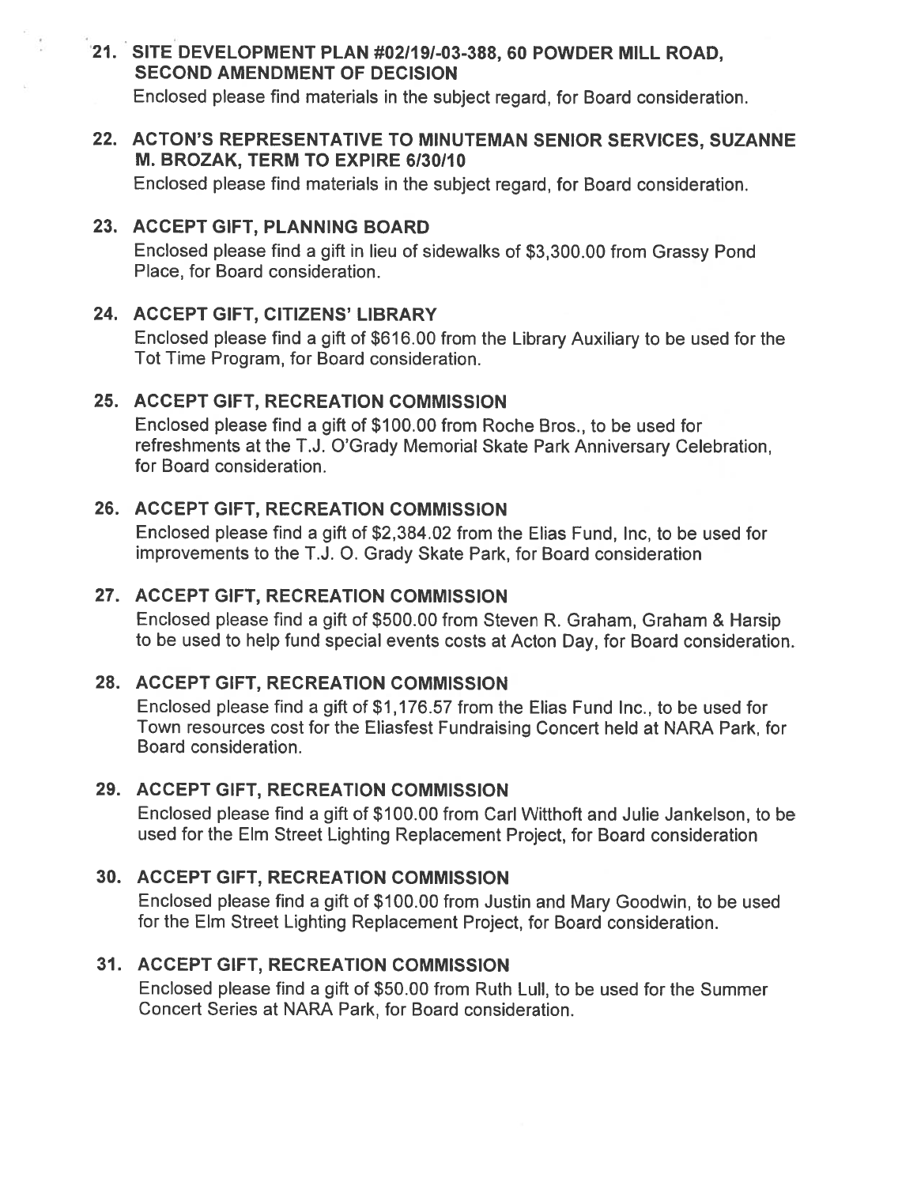21. **SITE DEVELOPMENT PLAN #02/19/-03-388, 60 POWDER MILL ROAD, SECOND AMENDMENT OF DECISION**

    Enclosed please find materials in the subject regard, for Board consideration.

22. **ACTON'S REPRESENTATIVE TO MINUTEMAN SENIOR SERVICES, SUZANNE M. BROZAK, TERM TO EXPIRE 6/30/10**

    Enclosed please find materials in the subject regard, for Board consideration.

23. **ACCEPT GIFT, PLANNING BOARD**

    Enclosed please find a gift in lieu of sidewalks of $3,300.00 from Grassy Pond Place, for Board consideration.

24. **ACCEPT GIFT, CITIZENS' LIBRARY**

    Enclosed please find a gift of $616.00 from the Library Auxiliary to be used for the Tot Time Program, for Board consideration.

25. **ACCEPT GIFT, RECREATION COMMISSION**

    Enclosed please find a gift of $100.00 from Roche Bros., to be used for refreshments at the T.J. O'Grady Memorial Skate Park Anniversary Celebration, for Board consideration.

26. **ACCEPT GIFT, RECREATION COMMISSION**

    Enclosed please find a gift of $2,384.02 from the Elias Fund, Inc, to be used for improvements to the T.J. O. Grady Skate Park, for Board consideration

27. **ACCEPT GIFT, RECREATION COMMISSION**

    Enclosed please find a gift of $500.00 from Steven R. Graham, Graham & Harsip to be used to help fund special events costs at Acton Day, for Board consideration.

28. **ACCEPT GIFT, RECREATION COMMISSION**

    Enclosed please find a gift of $1,176.57 from the Elias Fund Inc., to be used for Town resources cost for the Eliasfest Fundraising Concert held at NARA Park, for Board consideration.

29. **ACCEPT GIFT, RECREATION COMMISSION**

    Enclosed please find a gift of $100.00 from Carl Witthoft and Julie Jankelson, to be used for the Elm Street Lighting Replacement Project, for Board consideration

30. **ACCEPT GIFT, RECREATION COMMISSION**

    Enclosed please find a gift of $100.00 from Justin and Mary Goodwin, to be used for the Elm Street Lighting Replacement Project, for Board consideration.

31. **ACCEPT GIFT, RECREATION COMMISSION**

    Enclosed please find a gift of $50.00 from Ruth Lull, to be used for the Summer Concert Series at NARA Park, for Board consideration.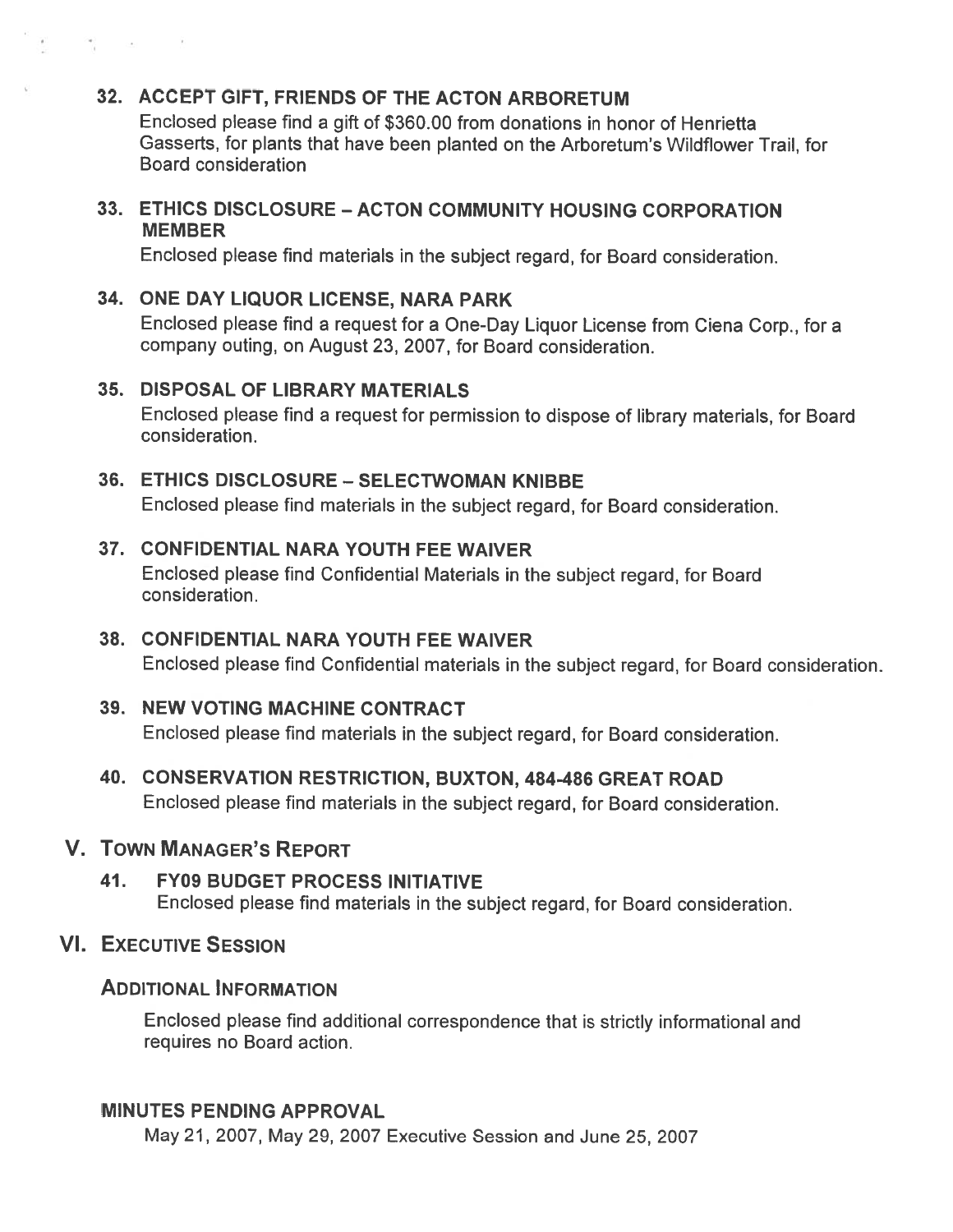32. **ACCEPT GIFT, FRIENDS OF THE ACTON ARBORETUM**

    Enclosed please find a gift of $360.00 from donations in honor of Henrietta Gasserts, for plants that have been planted on the Arboretum's Wildflower Trail, for Board consideration

33. **ETHICS DISCLOSURE – ACTON COMMUNITY HOUSING CORPORATION MEMBER**

    Enclosed please find materials in the subject regard, for Board consideration.

34. **ONE DAY LIQUOR LICENSE, NARA PARK**

    Enclosed please find a request for a One-Day Liquor License from Ciena Corp., for a company outing, on August 23, 2007, for Board consideration.

35. **DISPOSAL OF LIBRARY MATERIALS**

    Enclosed please find a request for permission to dispose of library materials, for Board consideration.

36. **ETHICS DISCLOSURE – SELECTWOMAN KNIBBE**

    Enclosed please find materials in the subject regard, for Board consideration.

37. **CONFIDENTIAL NARA YOUTH FEE WAIVER**

    Enclosed please find Confidential Materials in the subject regard, for Board consideration.

38. **CONFIDENTIAL NARA YOUTH FEE WAIVER**

    Enclosed please find Confidential materials in the subject regard, for Board consideration.

39. **NEW VOTING MACHINE CONTRACT**

    Enclosed please find materials in the subject regard, for Board consideration.

40. **CONSERVATION RESTRICTION, BUXTON, 484-486 GREAT ROAD**

    Enclosed please find materials in the subject regard, for Board consideration.

## V. TOWN MANAGER'S REPORT

41. **FY09 BUDGET PROCESS INITIATIVE**

    Enclosed please find materials in the subject regard, for Board consideration.

## VI. EXECUTIVE SESSION

### ADDITIONAL INFORMATION

Enclosed please find additional correspondence that is strictly informational and requires no Board action.

### MINUTES PENDING APPROVAL

May 21, 2007, May 29, 2007 Executive Session and June 25, 2007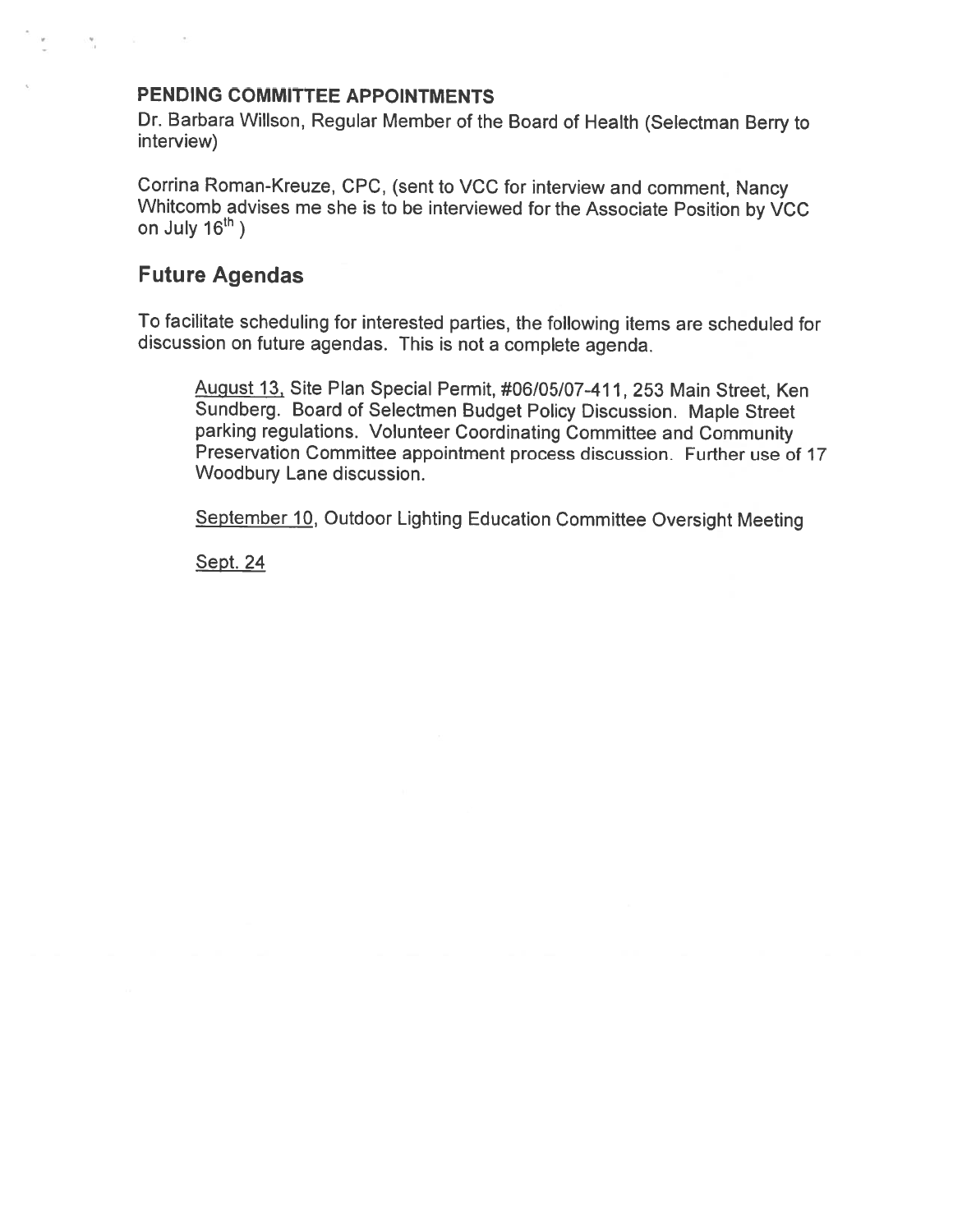**PENDING COMMITTEE APPOINTMENTS**

Dr. Barbara Willson, Regular Member of the Board of Health (Selectman Berry to interview)

Corrina Roman-Kreuze, CPC, (sent to VCC for interview and comment, Nancy Whitcomb advises me she is to be interviewed for the Associate Position by VCC on July 16th )

## Future Agendas

To facilitate scheduling for interested parties, the following items are scheduled for discussion on future agendas. This is not a complete agenda.

August 13, Site Plan Special Permit, #06/05/07-411, 253 Main Street, Ken Sundberg. Board of Selectmen Budget Policy Discussion. Maple Street parking regulations. Volunteer Coordinating Committee and Community Preservation Committee appointment process discussion. Further use of 17 Woodbury Lane discussion.

September 10, Outdoor Lighting Education Committee Oversight Meeting

Sept. 24